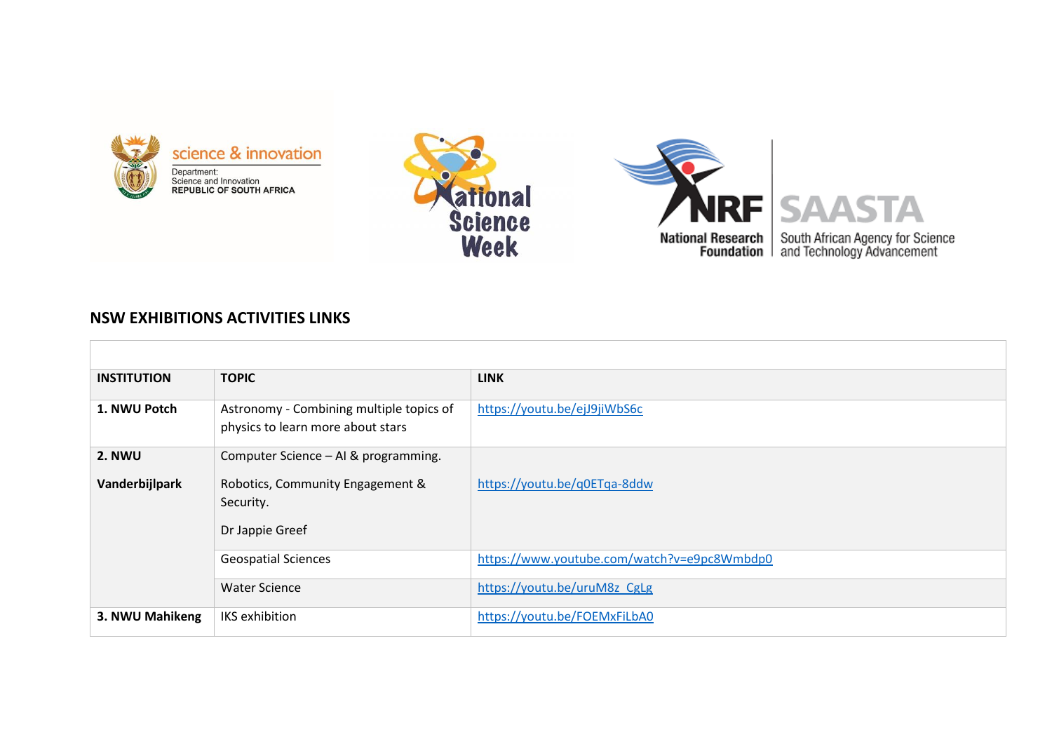## NSW EXHIBITIONS ACTIVITIES LINKS

| INSTITUTION | TOPIC | LINK |
|---|---|---|
| **1. NWU Potch** | Astronomy - Combining multiple topics of physics to learn more about stars | https://youtu.be/ejJ9jiWbS6c |
| **2. NWU Vanderbijlpark** | Computer Science – AI & programming.<br><br>Robotics, Community Engagement & Security.<br><br>Dr Jappie Greef | https://youtu.be/q0ETqa-8ddw |
| | Geospatial Sciences | https://www.youtube.com/watch?v=e9pc8Wmbdp0 |
| | Water Science | https://youtu.be/uruM8z_CgLg |
| **3. NWU Mahikeng** | IKS exhibition | https://youtu.be/FOEMxFiLbA0 |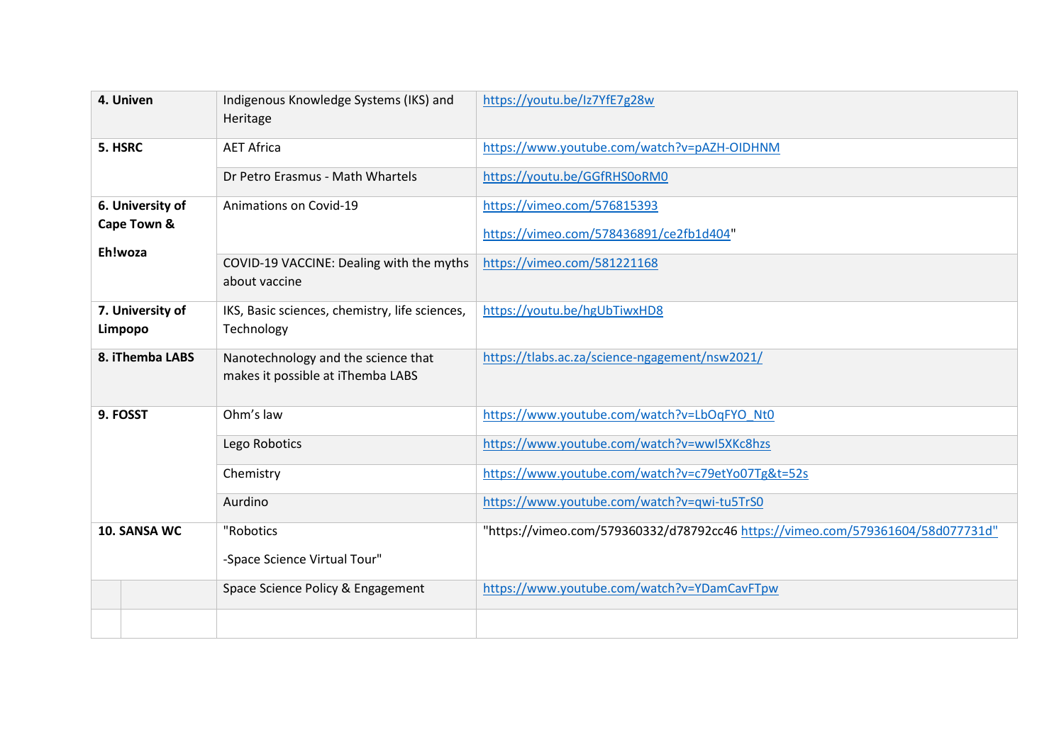| | | |
|---|---|---|
| **4. Univen** | Indigenous Knowledge Systems (IKS) and Heritage | https://youtu.be/Iz7YfE7g28w |
| **5. HSRC** | AET Africa | https://www.youtube.com/watch?v=pAZH-OIDHNM |
| | Dr Petro Erasmus - Math Whartels | https://youtu.be/GGfRHS0oRM0 |
| **6. University of Cape Town & Eh!woza** | Animations on Covid-19 | https://vimeo.com/576815393<br>https://vimeo.com/578436891/ce2fb1d404" |
| | COVID-19 VACCINE: Dealing with the myths about vaccine | https://vimeo.com/581221168 |
| **7. University of Limpopo** | IKS, Basic sciences, chemistry, life sciences, Technology | https://youtu.be/hgUbTiwxHD8 |
| **8. iThemba LABS** | Nanotechnology and the science that makes it possible at iThemba LABS | https://tlabs.ac.za/science-ngagement/nsw2021/ |
| **9. FOSST** | Ohm's law | https://www.youtube.com/watch?v=LbOqFYO_Nt0 |
| | Lego Robotics | https://www.youtube.com/watch?v=wwI5XKc8hzs |
| | Chemistry | https://www.youtube.com/watch?v=c79etYo07Tg&t=52s |
| | Aurdino | https://www.youtube.com/watch?v=qwi-tu5TrS0 |
| **10. SANSA WC** | "Robotics<br>-Space Science Virtual Tour" | "https://vimeo.com/579360332/d78792cc46 https://vimeo.com/579361604/58d077731d" |
| | Space Science Policy & Engagement | https://www.youtube.com/watch?v=YDamCavFTpw |
| | | |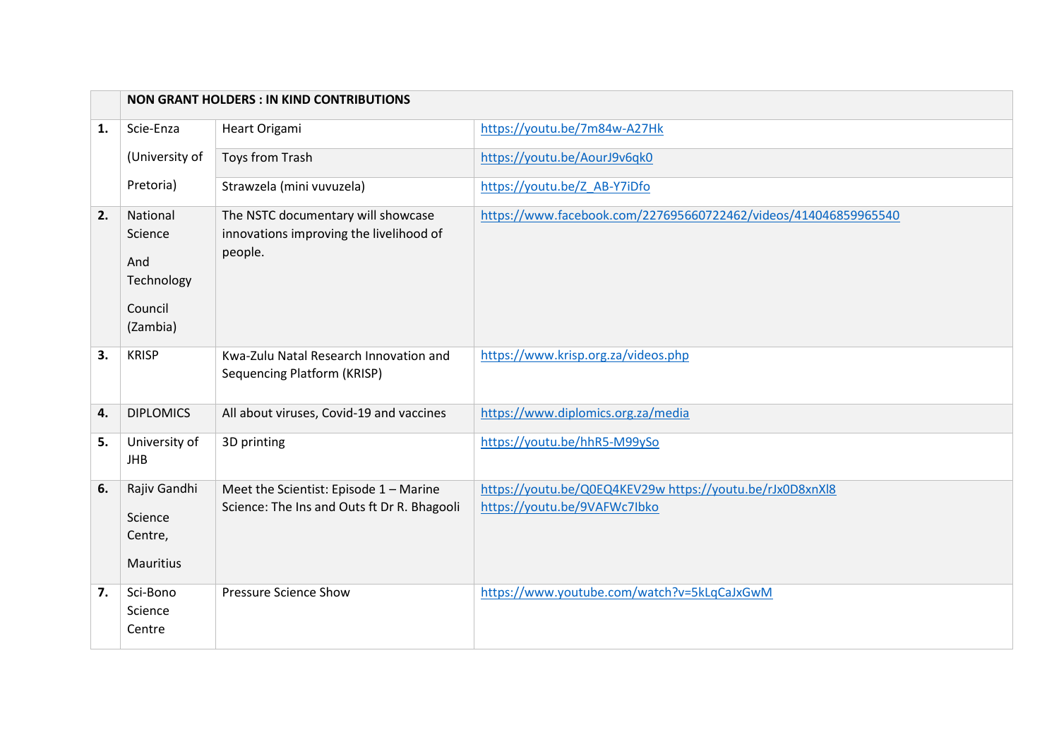|  | **NON GRANT HOLDERS : IN KIND CONTRIBUTIONS** | | |
|---|---|---|---|
| **1.** | Scie-Enza (University of Pretoria) | Heart Origami | https://youtu.be/7m84w-A27Hk |
|  |  | Toys from Trash | https://youtu.be/AourJ9v6qk0 |
|  |  | Strawzela (mini vuvuzela) | https://youtu.be/Z_AB-Y7iDfo |
| **2.** | National Science And Technology Council (Zambia) | The NSTC documentary will showcase innovations improving the livelihood of people. | https://www.facebook.com/227695660722462/videos/414046859965540 |
| **3.** | KRISP | Kwa-Zulu Natal Research Innovation and Sequencing Platform (KRISP) | https://www.krisp.org.za/videos.php |
| **4.** | DIPLOMICS | All about viruses, Covid-19 and vaccines | https://www.diplomics.org.za/media |
| **5.** | University of JHB | 3D printing | https://youtu.be/hhR5-M99ySo |
| **6.** | Rajiv Gandhi Science Centre, Mauritius | Meet the Scientist: Episode 1 – Marine Science: The Ins and Outs ft Dr R. Bhagooli | https://youtu.be/Q0EQ4KEV29w https://youtu.be/rJx0D8xnXl8 https://youtu.be/9VAFWc7lbko |
| **7.** | Sci-Bono Science Centre | Pressure Science Show | https://www.youtube.com/watch?v=5kLqCaJxGwM |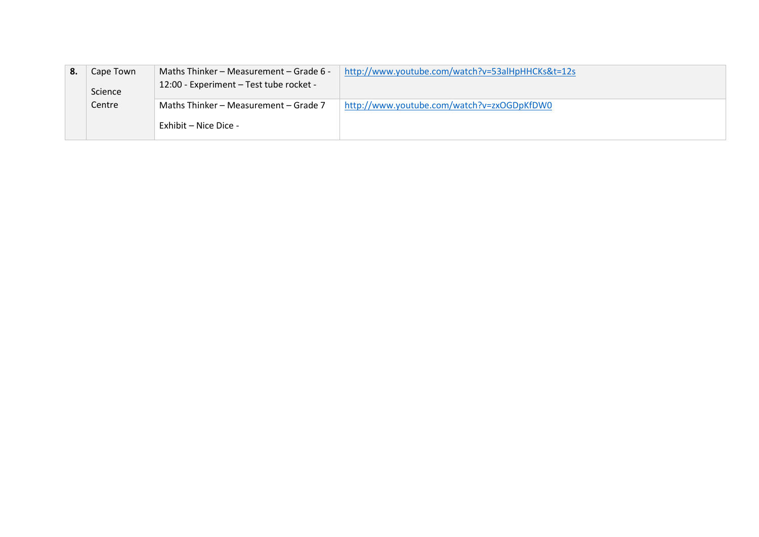| | | | |
|---|---|---|---|
| **8.** | Cape Town Science Centre | Maths Thinker – Measurement – Grade 6 - 12:00 - Experiment – Test tube rocket - | http://www.youtube.com/watch?v=53alHpHHCKs&t=12s |
| | | Maths Thinker – Measurement – Grade 7 Exhibit – Nice Dice - | http://www.youtube.com/watch?v=zxOGDpKfDW0 |